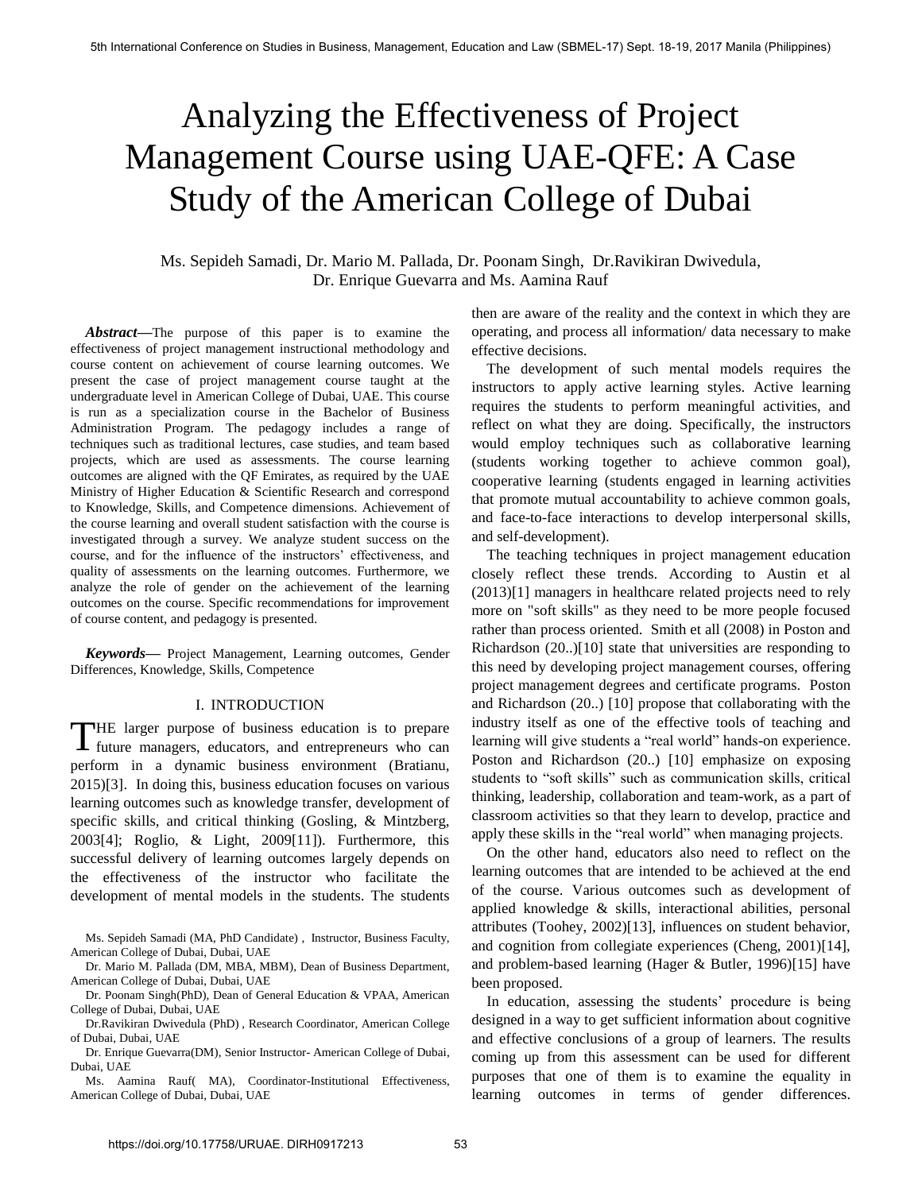# Analyzing the Effectiveness of Project Management Course using UAE-QFE: A Case Study of the American College of Dubai

Ms. Sepideh Samadi, Dr. Mario M. Pallada, Dr. Poonam Singh, Dr.Ravikiran Dwivedula, Dr. Enrique Guevarra and Ms. Aamina Rauf

***Abstract*****—**The purpose of this paper is to examine the effectiveness of project management instructional methodology and course content on achievement of course learning outcomes. We present the case of project management course taught at the undergraduate level in American College of Dubai, UAE. This course is run as a specialization course in the Bachelor of Business Administration Program. The pedagogy includes a range of techniques such as traditional lectures, case studies, and team based projects, which are used as assessments. The course learning outcomes are aligned with the QF Emirates, as required by the UAE Ministry of Higher Education & Scientific Research and correspond to Knowledge, Skills, and Competence dimensions. Achievement of the course learning and overall student satisfaction with the course is investigated through a survey. We analyze student success on the course, and for the influence of the instructors' effectiveness, and quality of assessments on the learning outcomes. Furthermore, we analyze the role of gender on the achievement of the learning outcomes on the course. Specific recommendations for improvement of course content, and pedagogy is presented.

***Keywords*****—** Project Management, Learning outcomes, Gender Differences, Knowledge, Skills, Competence

## I. INTRODUCTION

THE larger purpose of business education is to prepare future managers, educators, and entrepreneurs who can perform in a dynamic business environment (Bratianu, 2015)[3]. In doing this, business education focuses on various learning outcomes such as knowledge transfer, development of specific skills, and critical thinking (Gosling, & Mintzberg, 2003[4]; Roglio, & Light, 2009[11]). Furthermore, this successful delivery of learning outcomes largely depends on the effectiveness of the instructor who facilitate the development of mental models in the students. The students then are aware of the reality and the context in which they are operating, and process all information/ data necessary to make effective decisions.

The development of such mental models requires the instructors to apply active learning styles. Active learning requires the students to perform meaningful activities, and reflect on what they are doing. Specifically, the instructors would employ techniques such as collaborative learning (students working together to achieve common goal), cooperative learning (students engaged in learning activities that promote mutual accountability to achieve common goals, and face-to-face interactions to develop interpersonal skills, and self-development).

The teaching techniques in project management education closely reflect these trends. According to Austin et al (2013)[1] managers in healthcare related projects need to rely more on "soft skills" as they need to be more people focused rather than process oriented. Smith et all (2008) in Poston and Richardson (20..)[10] state that universities are responding to this need by developing project management courses, offering project management degrees and certificate programs. Poston and Richardson (20..) [10] propose that collaborating with the industry itself as one of the effective tools of teaching and learning will give students a "real world" hands-on experience. Poston and Richardson (20..) [10] emphasize on exposing students to "soft skills" such as communication skills, critical thinking, leadership, collaboration and team-work, as a part of classroom activities so that they learn to develop, practice and apply these skills in the "real world" when managing projects.

On the other hand, educators also need to reflect on the learning outcomes that are intended to be achieved at the end of the course. Various outcomes such as development of applied knowledge & skills, interactional abilities, personal attributes (Toohey, 2002)[13], influences on student behavior, and cognition from collegiate experiences (Cheng, 2001)[14], and problem-based learning (Hager & Butler, 1996)[15] have been proposed.

In education, assessing the students' procedure is being designed in a way to get sufficient information about cognitive and effective conclusions of a group of learners. The results coming up from this assessment can be used for different purposes that one of them is to examine the equality in learning outcomes in terms of gender differences.

Ms. Sepideh Samadi (MA, PhD Candidate) , Instructor, Business Faculty, American College of Dubai, Dubai, UAE

Dr. Mario M. Pallada (DM, MBA, MBM), Dean of Business Department, American College of Dubai, Dubai, UAE

Dr. Poonam Singh(PhD), Dean of General Education & VPAA, American College of Dubai, Dubai, UAE

Dr.Ravikiran Dwivedula (PhD) , Research Coordinator, American College of Dubai, Dubai, UAE

Dr. Enrique Guevarra(DM), Senior Instructor- American College of Dubai, Dubai, UAE

Ms. Aamina Rauf( MA), Coordinator-Institutional Effectiveness, American College of Dubai, Dubai, UAE

https://doi.org/10.17758/URUAE. DIRH0917213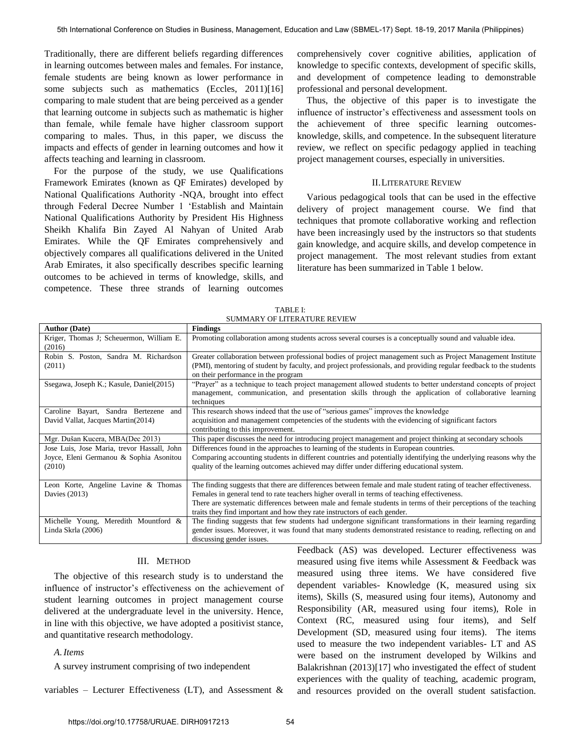Traditionally, there are different beliefs regarding differences in learning outcomes between males and females. For instance, female students are being known as lower performance in some subjects such as mathematics (Eccles, 2011)[16] comparing to male student that are being perceived as a gender that learning outcome in subjects such as mathematic is higher than female, while female have higher classroom support comparing to males. Thus, in this paper, we discuss the impacts and effects of gender in learning outcomes and how it affects teaching and learning in classroom.

For the purpose of the study, we use Qualifications Framework Emirates (known as QF Emirates) developed by National Qualifications Authority -NQA, brought into effect through Federal Decree Number 1 'Establish and Maintain National Qualifications Authority by President His Highness Sheikh Khalifa Bin Zayed Al Nahyan of United Arab Emirates. While the QF Emirates comprehensively and objectively compares all qualifications delivered in the United Arab Emirates, it also specifically describes specific learning outcomes to be achieved in terms of knowledge, skills, and competence. These three strands of learning outcomes comprehensively cover cognitive abilities, application of knowledge to specific contexts, development of specific skills, and development of competence leading to demonstrable professional and personal development.

Thus, the objective of this paper is to investigate the influence of instructor's effectiveness and assessment tools on the achievement of three specific learning outcomes- knowledge, skills, and competence. In the subsequent literature review, we reflect on specific pedagogy applied in teaching project management courses, especially in universities.

## II. Literature Review

Various pedagogical tools that can be used in the effective delivery of project management course. We find that techniques that promote collaborative working and reflection have been increasingly used by the instructors so that students gain knowledge, and acquire skills, and develop competence in project management. The most relevant studies from extant literature has been summarized in Table 1 below.

TABLE I:
SUMMARY OF LITERATURE REVIEW

| Author (Date) | Findings |
| --- | --- |
| Kriger, Thomas J; Scheuermon, William E. (2016) | Promoting collaboration among students across several courses is a conceptually sound and valuable idea. |
| Robin S. Poston, Sandra M. Richardson (2011) | Greater collaboration between professional bodies of project management such as Project Management Institute (PMI), mentoring of student by faculty, and project professionals, and providing regular feedback to the students on their performance in the program |
| Ssegawa, Joseph K.; Kasule, Daniel(2015) | "Prayer" as a technique to teach project management allowed students to better understand concepts of project management, communication, and presentation skills through the application of collaborative learning techniques |
| Caroline Bayart, Sandra Bertezene and David Vallat, Jacques Martin(2014) | This research shows indeed that the use of "serious games" improves the knowledge acquisition and management competencies of the students with the evidencing of significant factors contributing to this improvement. |
| Mgr. Dušan Kucera, MBA(Dec 2013) | This paper discusses the need for introducing project management and project thinking at secondary schools |
| Jose Luis, Jose Maria, trevor Hassall, John Joyce, Eleni Germanou & Sophia Asonitou (2010) | Differences found in the approaches to learning of the students in European countries. Comparing accounting students in different countries and potentially identifying the underlying reasons why the quality of the learning outcomes achieved may differ under differing educational system. |
| Leon Korte, Angeline Lavine & Thomas Davies (2013) | The finding suggests that there are differences between female and male student rating of teacher effectiveness. Females in general tend to rate teachers higher overall in terms of teaching effectiveness. There are systematic differences between male and female students in terms of their perceptions of the teaching traits they find important and how they rate instructors of each gender. |
| Michelle Young, Meredith Mountford & Linda Skrla (2006) | The finding suggests that few students had undergone significant transformations in their learning regarding gender issues. Moreover, it was found that many students demonstrated resistance to reading, reflecting on and discussing gender issues. |

## III. Method

The objective of this research study is to understand the influence of instructor's effectiveness on the achievement of student learning outcomes in project management course delivered at the undergraduate level in the university. Hence, in line with this objective, we have adopted a positivist stance, and quantitative research methodology.

### *A. Items*

A survey instrument comprising of two independent variables – Lecturer Effectiveness (LT), and Assessment & Feedback (AS) was developed. Lecturer effectiveness was measured using five items while Assessment & Feedback was measured using three items. We have considered five dependent variables- Knowledge (K, measured using six items), Skills (S, measured using four items), Autonomy and Responsibility (AR, measured using four items), Role in Context (RC, measured using four items), and Self Development (SD, measured using four items). The items used to measure the two independent variables- LT and AS were based on the instrument developed by Wilkins and Balakrishnan (2013)[17] who investigated the effect of student experiences with the quality of teaching, academic program, and resources provided on the overall student satisfaction.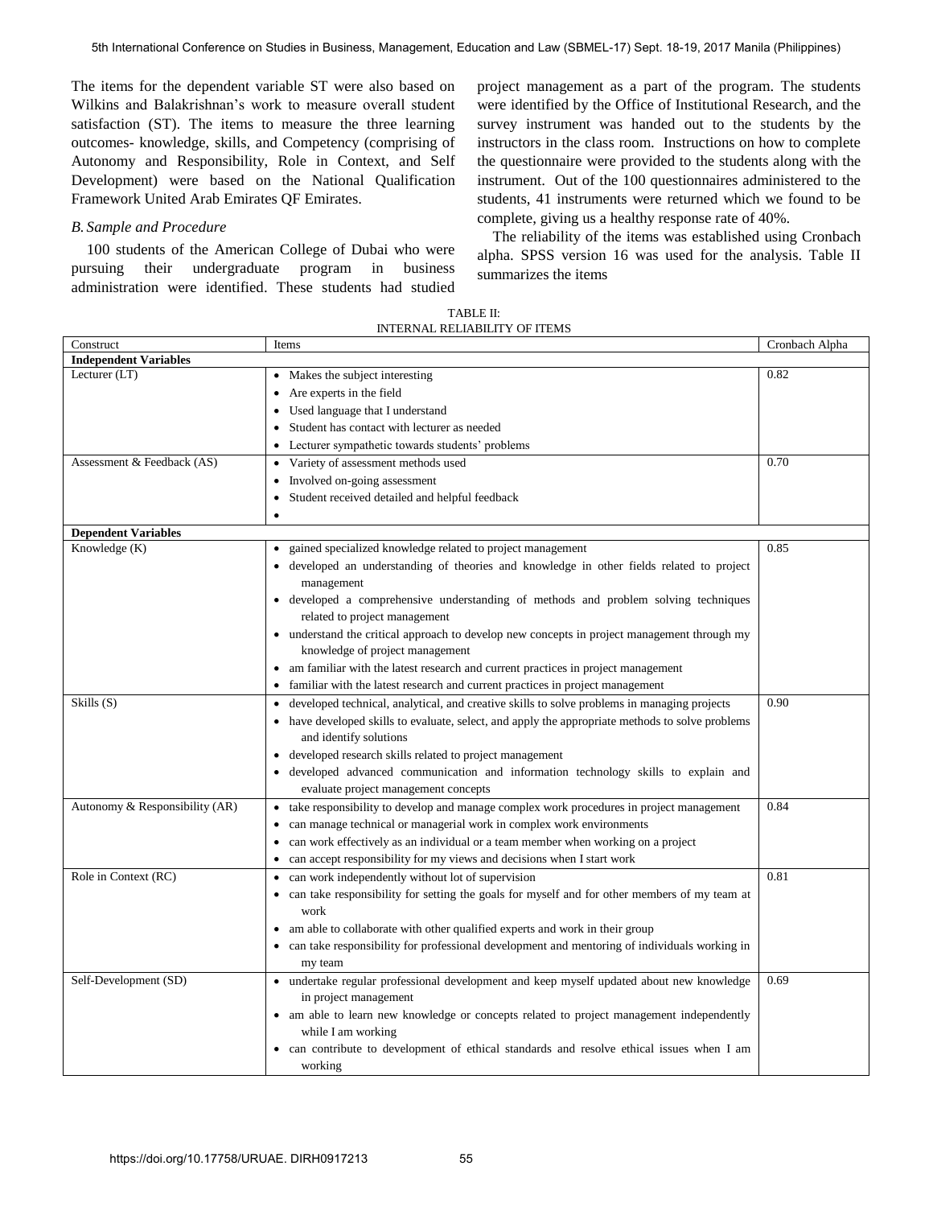The items for the dependent variable ST were also based on Wilkins and Balakrishnan's work to measure overall student satisfaction (ST). The items to measure the three learning outcomes- knowledge, skills, and Competency (comprising of Autonomy and Responsibility, Role in Context, and Self Development) were based on the National Qualification Framework United Arab Emirates QF Emirates.

### *B. Sample and Procedure*

100 students of the American College of Dubai who were pursuing their undergraduate program in business administration were identified. These students had studied project management as a part of the program. The students were identified by the Office of Institutional Research, and the survey instrument was handed out to the students by the instructors in the class room. Instructions on how to complete the questionnaire were provided to the students along with the instrument. Out of the 100 questionnaires administered to the students, 41 instruments were returned which we found to be complete, giving us a healthy response rate of 40%.

The reliability of the items was established using Cronbach alpha. SPSS version 16 was used for the analysis. Table II summarizes the items

TABLE II:
INTERNAL RELIABILITY OF ITEMS

| Construct | Items | Cronbach Alpha |
|---|---|---|
| **Independent Variables** | | |
| Lecturer (LT) | • Makes the subject interesting<br>• Are experts in the field<br>• Used language that I understand<br>• Student has contact with lecturer as needed<br>• Lecturer sympathetic towards students' problems | 0.82 |
| Assessment & Feedback (AS) | • Variety of assessment methods used<br>• Involved on-going assessment<br>• Student received detailed and helpful feedback<br>• | 0.70 |
| **Dependent Variables** | | |
| Knowledge (K) | • gained specialized knowledge related to project management<br>• developed an understanding of theories and knowledge in other fields related to project management<br>• developed a comprehensive understanding of methods and problem solving techniques related to project management<br>• understand the critical approach to develop new concepts in project management through my knowledge of project management<br>• am familiar with the latest research and current practices in project management<br>• familiar with the latest research and current practices in project management | 0.85 |
| Skills (S) | • developed technical, analytical, and creative skills to solve problems in managing projects<br>• have developed skills to evaluate, select, and apply the appropriate methods to solve problems and identify solutions<br>• developed research skills related to project management<br>• developed advanced communication and information technology skills to explain and evaluate project management concepts | 0.90 |
| Autonomy & Responsibility (AR) | • take responsibility to develop and manage complex work procedures in project management<br>• can manage technical or managerial work in complex work environments<br>• can work effectively as an individual or a team member when working on a project<br>• can accept responsibility for my views and decisions when I start work | 0.84 |
| Role in Context (RC) | • can work independently without lot of supervision<br>• can take responsibility for setting the goals for myself and for other members of my team at work<br>• am able to collaborate with other qualified experts and work in their group<br>• can take responsibility for professional development and mentoring of individuals working in my team | 0.81 |
| Self-Development (SD) | • undertake regular professional development and keep myself updated about new knowledge in project management<br>• am able to learn new knowledge or concepts related to project management independently while I am working<br>• can contribute to development of ethical standards and resolve ethical issues when I am working | 0.69 |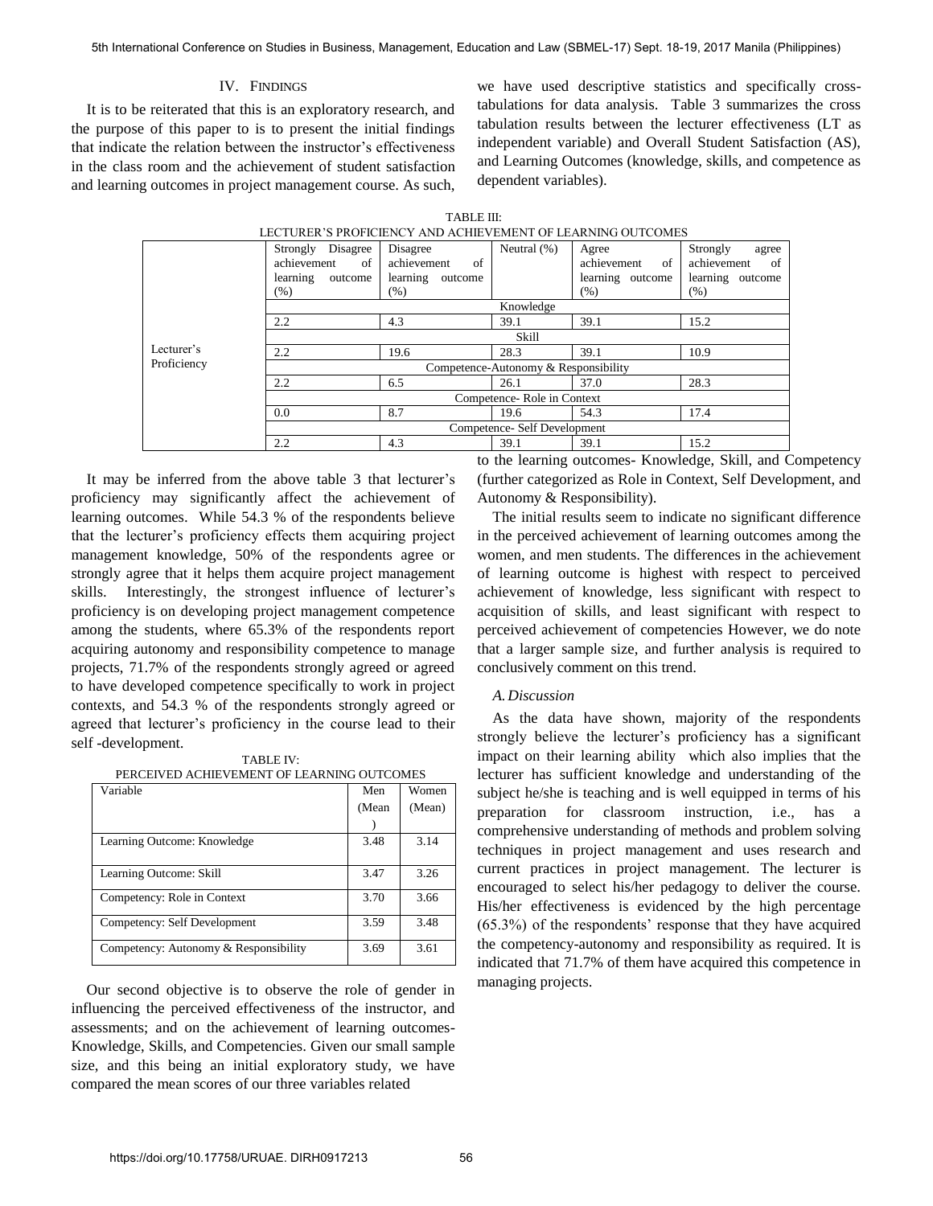## IV. Findings

It is to be reiterated that this is an exploratory research, and the purpose of this paper to is to present the initial findings that indicate the relation between the instructor's effectiveness in the class room and the achievement of student satisfaction and learning outcomes in project management course. As such, we have used descriptive statistics and specifically cross-tabulations for data analysis. Table 3 summarizes the cross tabulation results between the lecturer effectiveness (LT as independent variable) and Overall Student Satisfaction (AS), and Learning Outcomes (knowledge, skills, and competence as dependent variables).

TABLE III: LECTURER'S PROFICIENCY AND ACHIEVEMENT OF LEARNING OUTCOMES

| | Strongly Disagree achievement of learning outcome (%) | Disagree achievement of learning outcome (%) | Neutral (%) | Agree achievement of learning outcome (%) | Strongly agree achievement of learning outcome (%) |
|---|---|---|---|---|---|
| Lecturer's Proficiency | Knowledge | | | | |
| | 2.2 | 4.3 | 39.1 | 39.1 | 15.2 |
| | Skill | | | | |
| | 2.2 | 19.6 | 28.3 | 39.1 | 10.9 |
| | Competence-Autonomy & Responsibility | | | | |
| | 2.2 | 6.5 | 26.1 | 37.0 | 28.3 |
| | Competence- Role in Context | | | | |
| | 0.0 | 8.7 | 19.6 | 54.3 | 17.4 |
| | Competence- Self Development | | | | |
| | 2.2 | 4.3 | 39.1 | 39.1 | 15.2 |

It may be inferred from the above table 3 that lecturer's proficiency may significantly affect the achievement of learning outcomes. While 54.3 % of the respondents believe that the lecturer's proficiency effects them acquiring project management knowledge, 50% of the respondents agree or strongly agree that it helps them acquire project management skills. Interestingly, the strongest influence of lecturer's proficiency is on developing project management competence among the students, where 65.3% of the respondents report acquiring autonomy and responsibility competence to manage projects, 71.7% of the respondents strongly agreed or agreed to have developed competence specifically to work in project contexts, and 54.3 % of the respondents strongly agreed or agreed that lecturer's proficiency in the course lead to their self -development.

TABLE IV: PERCEIVED ACHIEVEMENT OF LEARNING OUTCOMES

| Variable | Men (Mean) | Women (Mean) |
|---|---|---|
| Learning Outcome: Knowledge | 3.48 | 3.14 |
| Learning Outcome: Skill | 3.47 | 3.26 |
| Competency: Role in Context | 3.70 | 3.66 |
| Competency: Self Development | 3.59 | 3.48 |
| Competency: Autonomy & Responsibility | 3.69 | 3.61 |

Our second objective is to observe the role of gender in influencing the perceived effectiveness of the instructor, and assessments; and on the achievement of learning outcomes-Knowledge, Skills, and Competencies. Given our small sample size, and this being an initial exploratory study, we have compared the mean scores of our three variables related to the learning outcomes- Knowledge, Skill, and Competency (further categorized as Role in Context, Self Development, and Autonomy & Responsibility).

The initial results seem to indicate no significant difference in the perceived achievement of learning outcomes among the women, and men students. The differences in the achievement of learning outcome is highest with respect to perceived achievement of knowledge, less significant with respect to acquisition of skills, and least significant with respect to perceived achievement of competencies However, we do note that a larger sample size, and further analysis is required to conclusively comment on this trend.

### *A. Discussion*

As the data have shown, majority of the respondents strongly believe the lecturer's proficiency has a significant impact on their learning ability which also implies that the lecturer has sufficient knowledge and understanding of the subject he/she is teaching and is well equipped in terms of his preparation for classroom instruction, i.e., has a comprehensive understanding of methods and problem solving techniques in project management and uses research and current practices in project management. The lecturer is encouraged to select his/her pedagogy to deliver the course. His/her effectiveness is evidenced by the high percentage (65.3%) of the respondents' response that they have acquired the competency-autonomy and responsibility as required. It is indicated that 71.7% of them have acquired this competence in managing projects.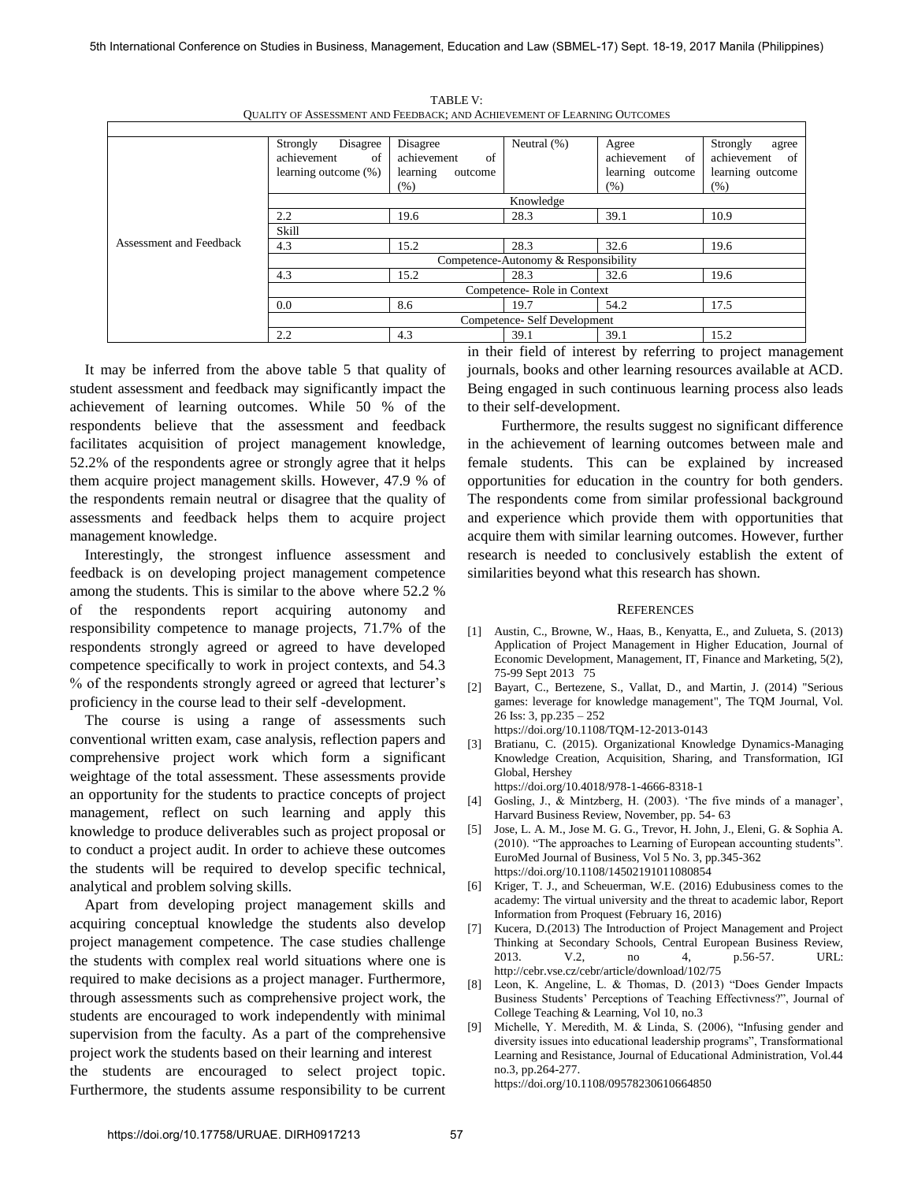TABLE V: QUALITY OF ASSESSMENT AND FEEDBACK; AND ACHIEVEMENT OF LEARNING OUTCOMES

| | Strongly Disagree achievement of learning outcome (%) | Disagree achievement of learning outcome (%) | Neutral (%) | Agree achievement of learning outcome (%) | Strongly agree achievement of learning outcome (%) |
|---|---|---|---|---|---|
| Assessment and Feedback | Knowledge | | | | |
| | 2.2 | 19.6 | 28.3 | 39.1 | 10.9 |
| | Skill | | | | |
| | 4.3 | 15.2 | 28.3 | 32.6 | 19.6 |
| | Competence-Autonomy & Responsibility | | | | |
| | 4.3 | 15.2 | 28.3 | 32.6 | 19.6 |
| | Competence- Role in Context | | | | |
| | 0.0 | 8.6 | 19.7 | 54.2 | 17.5 |
| | Competence- Self Development | | | | |
| | 2.2 | 4.3 | 39.1 | 39.1 | 15.2 |

It may be inferred from the above table 5 that quality of student assessment and feedback may significantly impact the achievement of learning outcomes. While 50 % of the respondents believe that the assessment and feedback facilitates acquisition of project management knowledge, 52.2% of the respondents agree or strongly agree that it helps them acquire project management skills. However, 47.9 % of the respondents remain neutral or disagree that the quality of assessments and feedback helps them to acquire project management knowledge.

Interestingly, the strongest influence assessment and feedback is on developing project management competence among the students. This is similar to the above where 52.2 % of the respondents report acquiring autonomy and responsibility competence to manage projects, 71.7% of the respondents strongly agreed or agreed to have developed competence specifically to work in project contexts, and 54.3 % of the respondents strongly agreed or agreed that lecturer's proficiency in the course lead to their self -development.

The course is using a range of assessments such conventional written exam, case analysis, reflection papers and comprehensive project work which form a significant weightage of the total assessment. These assessments provide an opportunity for the students to practice concepts of project management, reflect on such learning and apply this knowledge to produce deliverables such as project proposal or to conduct a project audit. In order to achieve these outcomes the students will be required to develop specific technical, analytical and problem solving skills.

Apart from developing project management skills and acquiring conceptual knowledge the students also develop project management competence. The case studies challenge the students with complex real world situations where one is required to make decisions as a project manager. Furthermore, through assessments such as comprehensive project work, the students are encouraged to work independently with minimal supervision from the faculty. As a part of the comprehensive project work the students based on their learning and interest the students are encouraged to select project topic. Furthermore, the students assume responsibility to be current in their field of interest by referring to project management journals, books and other learning resources available at ACD. Being engaged in such continuous learning process also leads to their self-development.

Furthermore, the results suggest no significant difference in the achievement of learning outcomes between male and female students. This can be explained by increased opportunities for education in the country for both genders. The respondents come from similar professional background and experience which provide them with opportunities that acquire them with similar learning outcomes. However, further research is needed to conclusively establish the extent of similarities beyond what this research has shown.

## REFERENCES

[1] Austin, C., Browne, W., Haas, B., Kenyatta, E., and Zulueta, S. (2013) Application of Project Management in Higher Education, Journal of Economic Development, Management, IT, Finance and Marketing, 5(2), 75-99 Sept 2013 75

[2] Bayart, C., Bertezene, S., Vallat, D., and Martin, J. (2014) "Serious games: leverage for knowledge management", The TQM Journal, Vol. 26 Iss: 3, pp.235 – 252 https://doi.org/10.1108/TQM-12-2013-0143

[3] Bratianu, C. (2015). Organizational Knowledge Dynamics-Managing Knowledge Creation, Acquisition, Sharing, and Transformation, IGI Global, Hershey https://doi.org/10.4018/978-1-4666-8318-1

[4] Gosling, J., & Mintzberg, H. (2003). 'The five minds of a manager', Harvard Business Review, November, pp. 54- 63

[5] Jose, L. A. M., Jose M. G. G., Trevor, H. John, J., Eleni, G. & Sophia A. (2010). "The approaches to Learning of European accounting students". EuroMed Journal of Business, Vol 5 No. 3, pp.345-362 https://doi.org/10.1108/14502191011080854

[6] Kriger, T. J., and Scheuerman, W.E. (2016) Edubusiness comes to the academy: The virtual university and the threat to academic labor, Report Information from Proquest (February 16, 2016)

[7] Kucera, D.(2013) The Introduction of Project Management and Project Thinking at Secondary Schools, Central European Business Review, 2013. V.2, no 4, p.56-57. URL: http://cebr.vse.cz/cebr/article/download/102/75

[8] Leon, K. Angeline, L. & Thomas, D. (2013) "Does Gender Impacts Business Students' Perceptions of Teaching Effectivness?", Journal of College Teaching & Learning, Vol 10, no.3

[9] Michelle, Y. Meredith, M. & Linda, S. (2006), "Infusing gender and diversity issues into educational leadership programs", Transformational Learning and Resistance, Journal of Educational Administration, Vol.44 no.3, pp.264-277. https://doi.org/10.1108/09578230610664850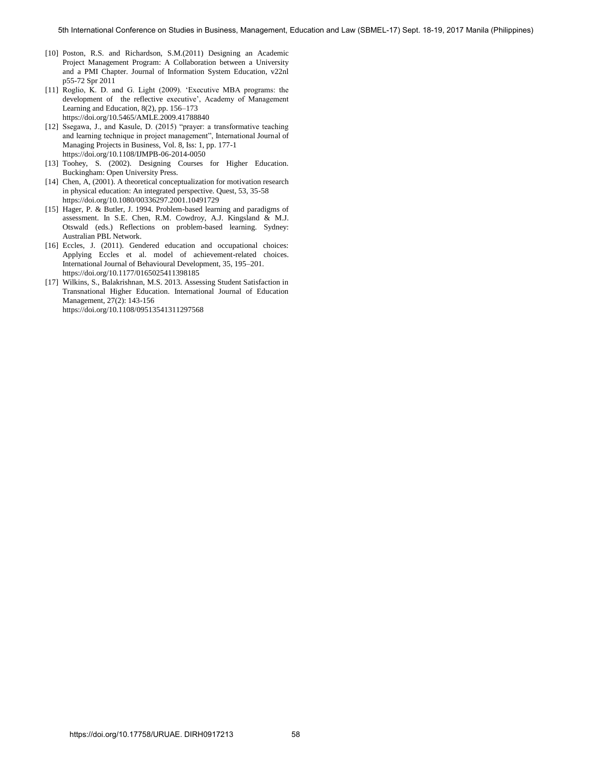[10] Poston, R.S. and Richardson, S.M.(2011) Designing an Academic Project Management Program: A Collaboration between a University and a PMI Chapter. Journal of Information System Education, v22nl p55-72 Spr 2011

[11] Roglio, K. D. and G. Light (2009). 'Executive MBA programs: the development of the reflective executive', Academy of Management Learning and Education, 8(2), pp. 156–173 https://doi.org/10.5465/AMLE.2009.41788840

[12] Ssegawa, J., and Kasule, D. (2015) "prayer: a transformative teaching and learning technique in project management", International Journal of Managing Projects in Business, Vol. 8, Iss: 1, pp. 177-1 https://doi.org/10.1108/IJMPB-06-2014-0050

[13] Toohey, S. (2002). Designing Courses for Higher Education. Buckingham: Open University Press.

[14] Chen, A, (2001). A theoretical conceptualization for motivation research in physical education: An integrated perspective. Quest, 53, 35-58 https://doi.org/10.1080/00336297.2001.10491729

[15] Hager, P. & Butler, J. 1994. Problem-based learning and paradigms of assessment. In S.E. Chen, R.M. Cowdroy, A.J. Kingsland & M.J. Otswald (eds.) Reflections on problem-based learning. Sydney: Australian PBL Network.

[16] Eccles, J. (2011). Gendered education and occupational choices: Applying Eccles et al. model of achievement-related choices. International Journal of Behavioural Development, 35, 195–201. https://doi.org/10.1177/0165025411398185

[17] Wilkins, S., Balakrishnan, M.S. 2013. Assessing Student Satisfaction in Transnational Higher Education. International Journal of Education Management, 27(2): 143-156 https://doi.org/10.1108/09513541311297568